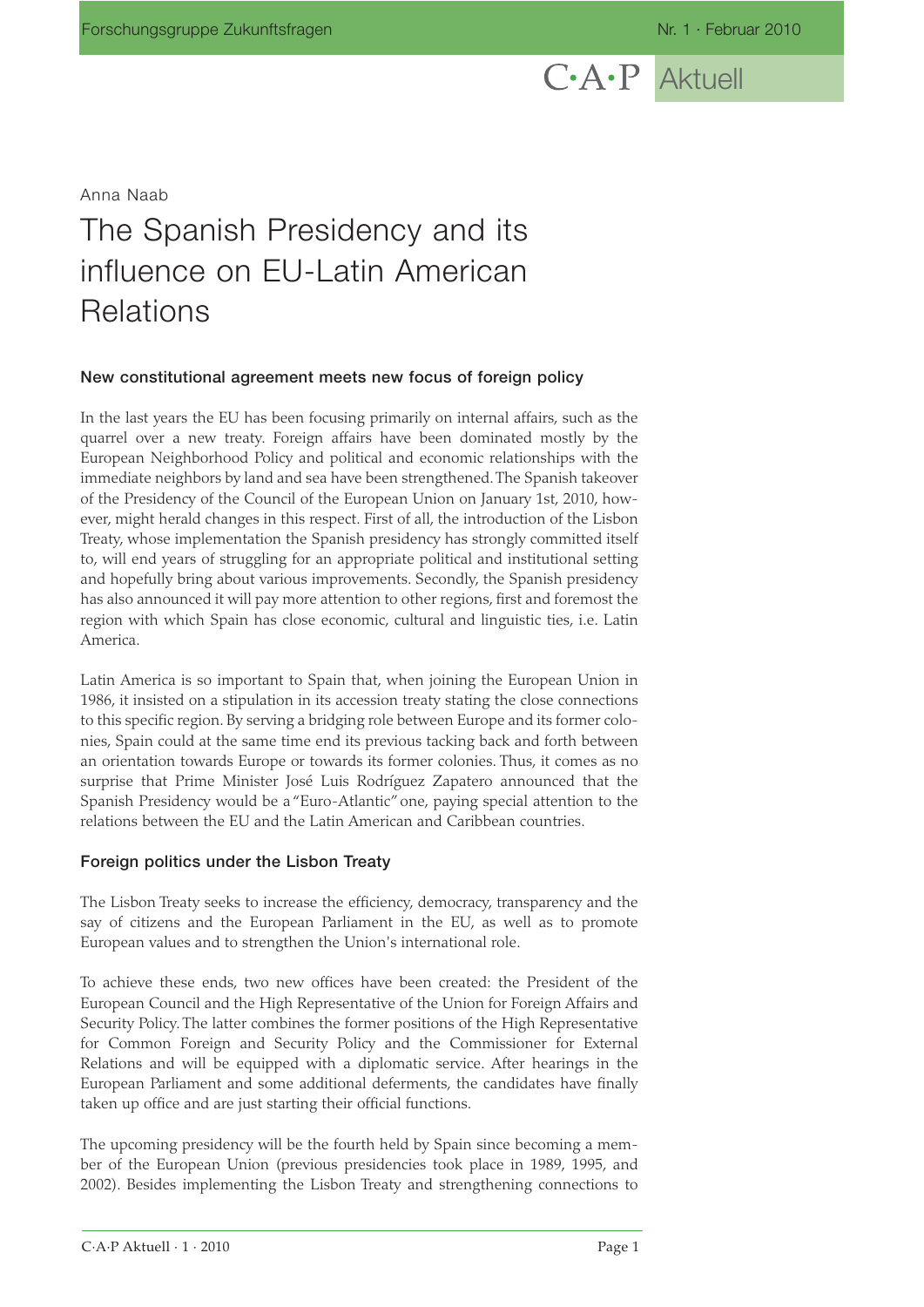Anna Naab

# The Spanish Presidency and its influence on EU-Latin American Relations

### New constitutional agreement meets new focus of foreign policy

In the last years the EU has been focusing primarily on internal affairs, such as the quarrel over a new treaty. Foreign affairs have been dominated mostly by the European Neighborhood Policy and political and economic relationships with the immediate neighbors by land and sea have been strengthened. The Spanish takeover of the Presidency of the Council of the European Union on January 1st, 2010, however, might herald changes in this respect. First of all, the introduction of the Lisbon Treaty, whose implementation the Spanish presidency has strongly committed itself to, will end years of struggling for an appropriate political and institutional setting and hopefully bring about various improvements. Secondly, the Spanish presidency has also announced it will pay more attention to other regions, first and foremost the region with which Spain has close economic, cultural and linguistic ties, i.e. Latin America.

Latin America is so important to Spain that, when joining the European Union in 1986, it insisted on a stipulation in its accession treaty stating the close connections to this specific region. By serving a bridging role between Europe and its former colonies, Spain could at the same time end its previous tacking back and forth between an orientation towards Europe or towards its former colonies. Thus, it comes as no surprise that Prime Minister José Luis Rodríguez Zapatero announced that the Spanish Presidency would be a "Euro-Atlantic" one, paying special attention to the relations between the EU and the Latin American and Caribbean countries.

### Foreign politics under the Lisbon Treaty

The Lisbon Treaty seeks to increase the efficiency, democracy, transparency and the say of citizens and the European Parliament in the EU, as well as to promote European values and to strengthen the Union's international role.

To achieve these ends, two new offices have been created: the President of the European Council and the High Representative of the Union for Foreign Affairs and Security Policy. The latter combines the former positions of the High Representative for Common Foreign and Security Policy and the Commissioner for External Relations and will be equipped with a diplomatic service. After hearings in the European Parliament and some additional deferments, the candidates have finally taken up office and are just starting their official functions.

The upcoming presidency will be the fourth held by Spain since becoming a member of the European Union (previous presidencies took place in 1989, 1995, and 2002). Besides implementing the Lisbon Treaty and strengthening connections to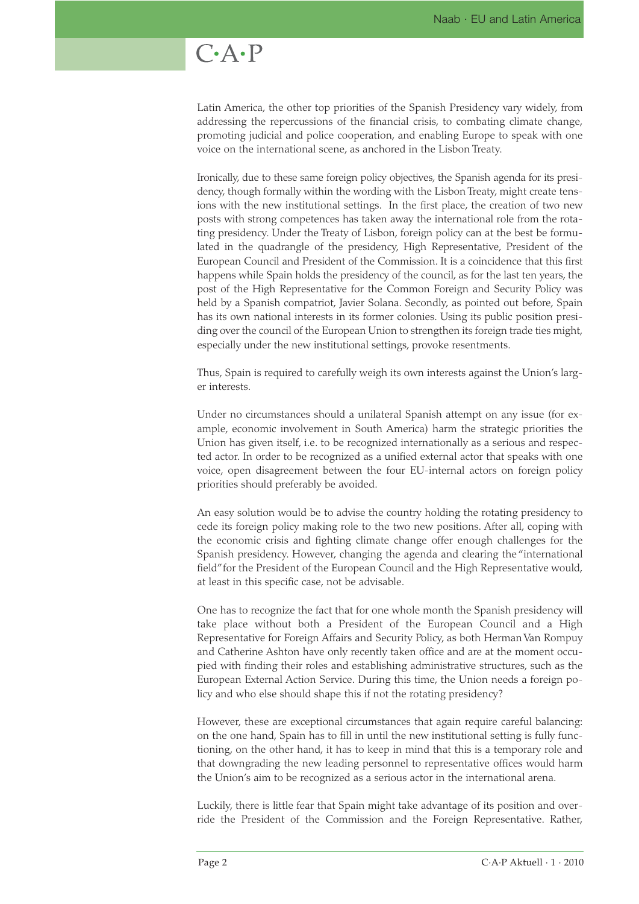Latin America, the other top priorities of the Spanish Presidency vary widely, from addressing the repercussions of the financial crisis, to combating climate change, promoting judicial and police cooperation, and enabling Europe to speak with one voice on the international scene, as anchored in the Lisbon Treaty.

Ironically, due to these same foreign policy objectives, the Spanish agenda for its presidency, though formally within the wording with the Lisbon Treaty, might create tensions with the new institutional settings. In the first place, the creation of two new posts with strong competences has taken away the international role from the rotating presidency. Under the Treaty of Lisbon, foreign policy can at the best be formulated in the quadrangle of the presidency, High Representative, President of the European Council and President of the Commission. It is a coincidence that this first happens while Spain holds the presidency of the council, as for the last ten years, the post of the High Representative for the Common Foreign and Security Policy was held by a Spanish compatriot, Javier Solana. Secondly, as pointed out before, Spain has its own national interests in its former colonies. Using its public position presiding over the council of the European Union to strengthen its foreign trade ties might, especially under the new institutional settings, provoke resentments.

Thus, Spain is required to carefully weigh its own interests against the Union's larger interests.

Under no circumstances should a unilateral Spanish attempt on any issue (for example, economic involvement in South America) harm the strategic priorities the Union has given itself, i.e. to be recognized internationally as a serious and respected actor. In order to be recognized as a unified external actor that speaks with one voice, open disagreement between the four EU-internal actors on foreign policy priorities should preferably be avoided.

An easy solution would be to advise the country holding the rotating presidency to cede its foreign policy making role to the two new positions. After all, coping with the economic crisis and fighting climate change offer enough challenges for the Spanish presidency. However, changing the agenda and clearing the "international field" for the President of the European Council and the High Representative would, at least in this specific case, not be advisable.

One has to recognize the fact that for one whole month the Spanish presidency will take place without both a President of the European Council and a High Representative for Foreign Affairs and Security Policy, as both Herman Van Rompuy and Catherine Ashton have only recently taken office and are at the moment occupied with finding their roles and establishing administrative structures, such as the European External Action Service. During this time, the Union needs a foreign policy and who else should shape this if not the rotating presidency?

However, these are exceptional circumstances that again require careful balancing: on the one hand, Spain has to fill in until the new institutional setting is fully functioning, on the other hand, it has to keep in mind that this is a temporary role and that downgrading the new leading personnel to representative offices would harm the Union's aim to be recognized as a serious actor in the international arena.

Luckily, there is little fear that Spain might take advantage of its position and override the President of the Commission and the Foreign Representative. Rather,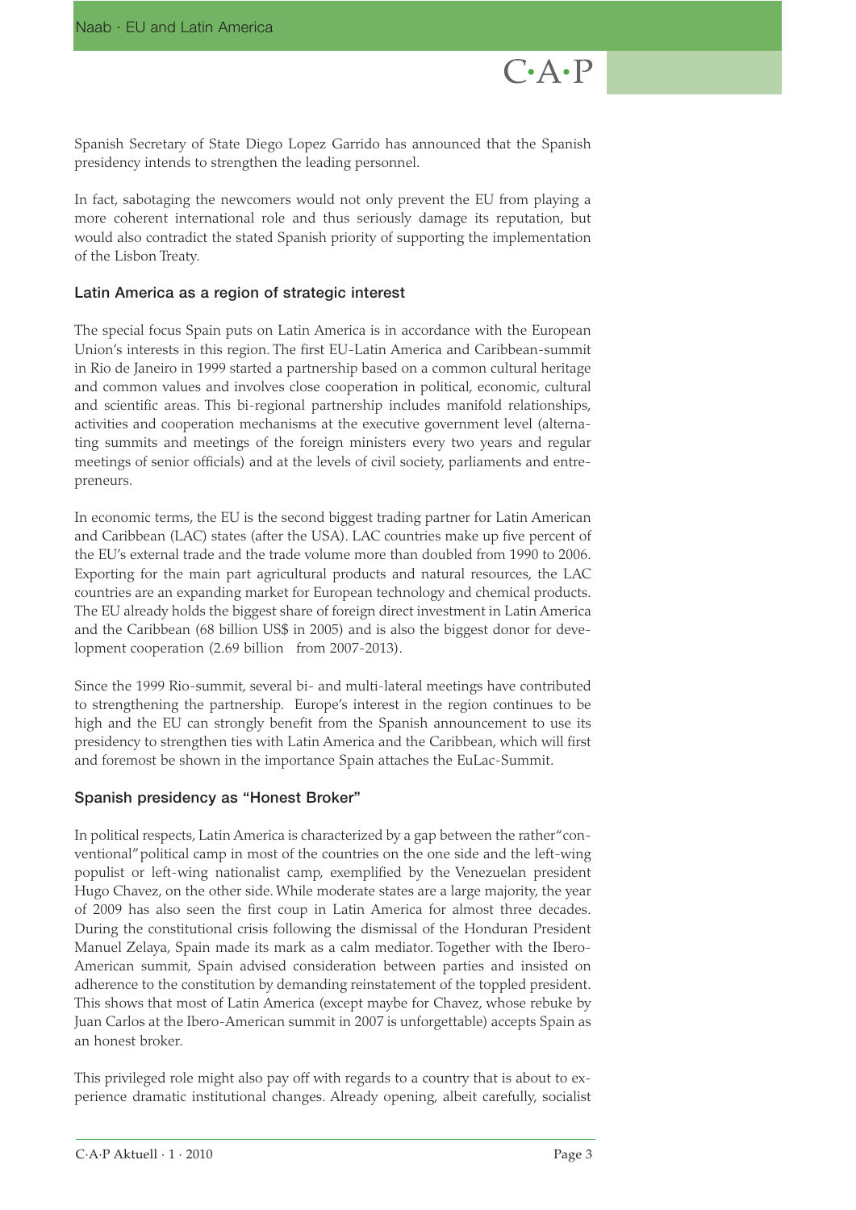Spanish Secretary of State Diego Lopez Garrido has announced that the Spanish presidency intends to strengthen the leading personnel.

In fact, sabotaging the newcomers would not only prevent the EU from playing a more coherent international role and thus seriously damage its reputation, but would also contradict the stated Spanish priority of supporting the implementation of the Lisbon Treaty.

### Latin America as a region of strategic interest

The special focus Spain puts on Latin America is in accordance with the European Union's interests in this region. The first EU-Latin America and Caribbean-summit in Rio de Janeiro in 1999 started a partnership based on a common cultural heritage and common values and involves close cooperation in political, economic, cultural and scientific areas. This bi-regional partnership includes manifold relationships, activities and cooperation mechanisms at the executive government level (alternating summits and meetings of the foreign ministers every two years and regular meetings of senior officials) and at the levels of civil society, parliaments and entrepreneurs.

In economic terms, the EU is the second biggest trading partner for Latin American and Caribbean (LAC) states (after the USA). LAC countries make up five percent of the EU's external trade and the trade volume more than doubled from 1990 to 2006. Exporting for the main part agricultural products and natural resources, the LAC countries are an expanding market for European technology and chemical products. The EU already holds the biggest share of foreign direct investment in Latin America and the Caribbean (68 billion US$ in 2005) and is also the biggest donor for development cooperation (2.69 billion from 2007-2013).

Since the 1999 Rio-summit, several bi- and multi-lateral meetings have contributed to strengthening the partnership. Europe's interest in the region continues to be high and the EU can strongly benefit from the Spanish announcement to use its presidency to strengthen ties with Latin America and the Caribbean, which will first and foremost be shown in the importance Spain attaches the EuLac-Summit.

### Spanish presidency as "Honest Broker"

In political respects, Latin America is characterized by a gap between the rather "conventional" political camp in most of the countries on the one side and the left-wing populist or left-wing nationalist camp, exemplified by the Venezuelan president Hugo Chavez, on the other side. While moderate states are a large majority, the year of 2009 has also seen the first coup in Latin America for almost three decades. During the constitutional crisis following the dismissal of the Honduran President Manuel Zelaya, Spain made its mark as a calm mediator. Together with the Ibero-American summit, Spain advised consideration between parties and insisted on adherence to the constitution by demanding reinstatement of the toppled president. This shows that most of Latin America (except maybe for Chavez, whose rebuke by Juan Carlos at the Ibero-American summit in 2007 is unforgettable) accepts Spain as an honest broker.

This privileged role might also pay off with regards to a country that is about to experience dramatic institutional changes. Already opening, albeit carefully, socialist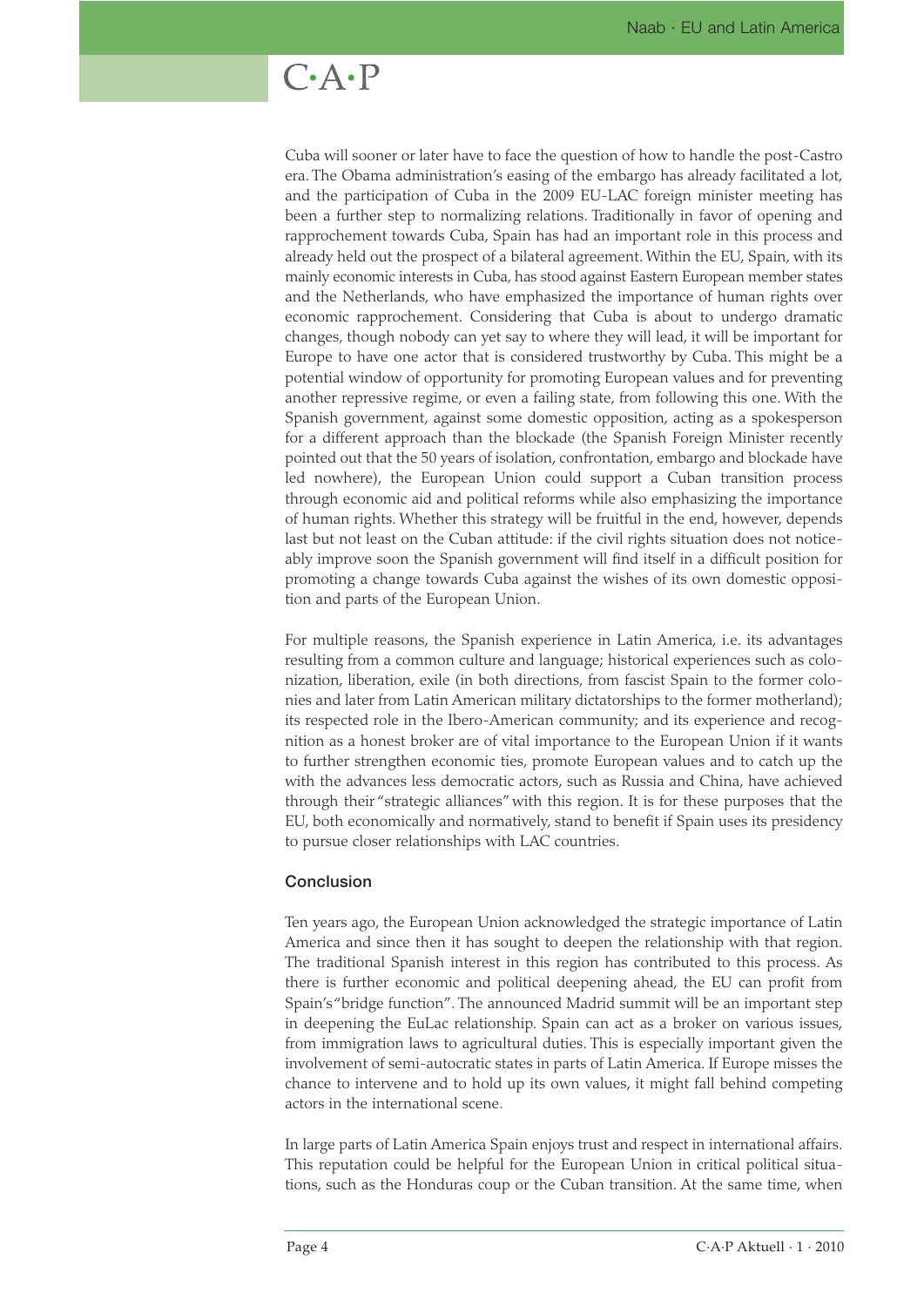Cuba will sooner or later have to face the question of how to handle the post-Castro era. The Obama administration's easing of the embargo has already facilitated a lot, and the participation of Cuba in the 2009 EU-LAC foreign minister meeting has been a further step to normalizing relations. Traditionally in favor of opening and rapprochement towards Cuba, Spain has had an important role in this process and already held out the prospect of a bilateral agreement. Within the EU, Spain, with its mainly economic interests in Cuba, has stood against Eastern European member states and the Netherlands, who have emphasized the importance of human rights over economic rapprochement. Considering that Cuba is about to undergo dramatic changes, though nobody can yet say to where they will lead, it will be important for Europe to have one actor that is considered trustworthy by Cuba. This might be a potential window of opportunity for promoting European values and for preventing another repressive regime, or even a failing state, from following this one. With the Spanish government, against some domestic opposition, acting as a spokesperson for a different approach than the blockade (the Spanish Foreign Minister recently pointed out that the 50 years of isolation, confrontation, embargo and blockade have led nowhere), the European Union could support a Cuban transition process through economic aid and political reforms while also emphasizing the importance of human rights. Whether this strategy will be fruitful in the end, however, depends last but not least on the Cuban attitude: if the civil rights situation does not noticeably improve soon the Spanish government will find itself in a difficult position for promoting a change towards Cuba against the wishes of its own domestic opposition and parts of the European Union.

For multiple reasons, the Spanish experience in Latin America, i.e. its advantages resulting from a common culture and language; historical experiences such as colonization, liberation, exile (in both directions, from fascist Spain to the former colonies and later from Latin American military dictatorships to the former motherland); its respected role in the Ibero-American community; and its experience and recognition as a honest broker are of vital importance to the European Union if it wants to further strengthen economic ties, promote European values and to catch up the with the advances less democratic actors, such as Russia and China, have achieved through their "strategic alliances" with this region. It is for these purposes that the EU, both economically and normatively, stand to benefit if Spain uses its presidency to pursue closer relationships with LAC countries.

## Conclusion

Ten years ago, the European Union acknowledged the strategic importance of Latin America and since then it has sought to deepen the relationship with that region. The traditional Spanish interest in this region has contributed to this process. As there is further economic and political deepening ahead, the EU can profit from Spain's "bridge function". The announced Madrid summit will be an important step in deepening the EuLac relationship. Spain can act as a broker on various issues, from immigration laws to agricultural duties. This is especially important given the involvement of semi-autocratic states in parts of Latin America. If Europe misses the chance to intervene and to hold up its own values, it might fall behind competing actors in the international scene.

In large parts of Latin America Spain enjoys trust and respect in international affairs. This reputation could be helpful for the European Union in critical political situations, such as the Honduras coup or the Cuban transition. At the same time, when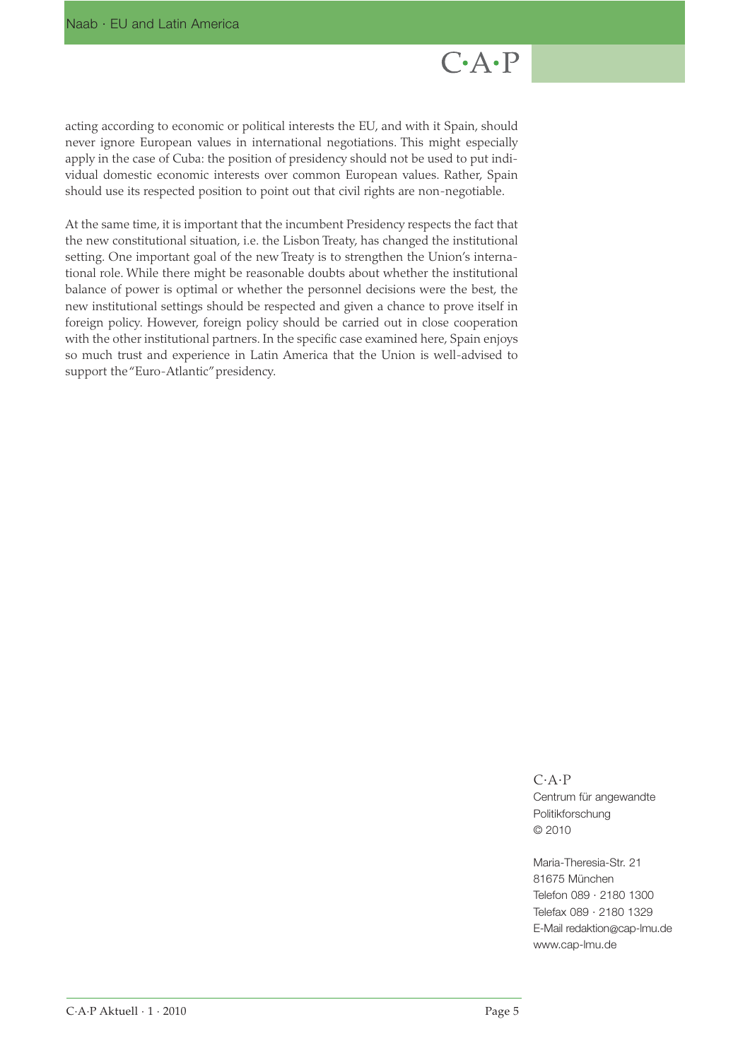acting according to economic or political interests the EU, and with it Spain, should never ignore European values in international negotiations. This might especially apply in the case of Cuba: the position of presidency should not be used to put individual domestic economic interests over common European values. Rather, Spain should use its respected position to point out that civil rights are non-negotiable.

At the same time, it is important that the incumbent Presidency respects the fact that the new constitutional situation, i.e. the Lisbon Treaty, has changed the institutional setting. One important goal of the new Treaty is to strengthen the Union's international role. While there might be reasonable doubts about whether the institutional balance of power is optimal or whether the personnel decisions were the best, the new institutional settings should be respected and given a chance to prove itself in foreign policy. However, foreign policy should be carried out in close cooperation with the other institutional partners. In the specific case examined here, Spain enjoys so much trust and experience in Latin America that the Union is well-advised to support the "Euro-Atlantic" presidency.

C·A·P
Centrum für angewandte Politikforschung
© 2010

Maria-Theresia-Str. 21
81675 München
Telefon 089 · 2180 1300
Telefax 089 · 2180 1329
E-Mail redaktion@cap-lmu.de
www.cap-lmu.de